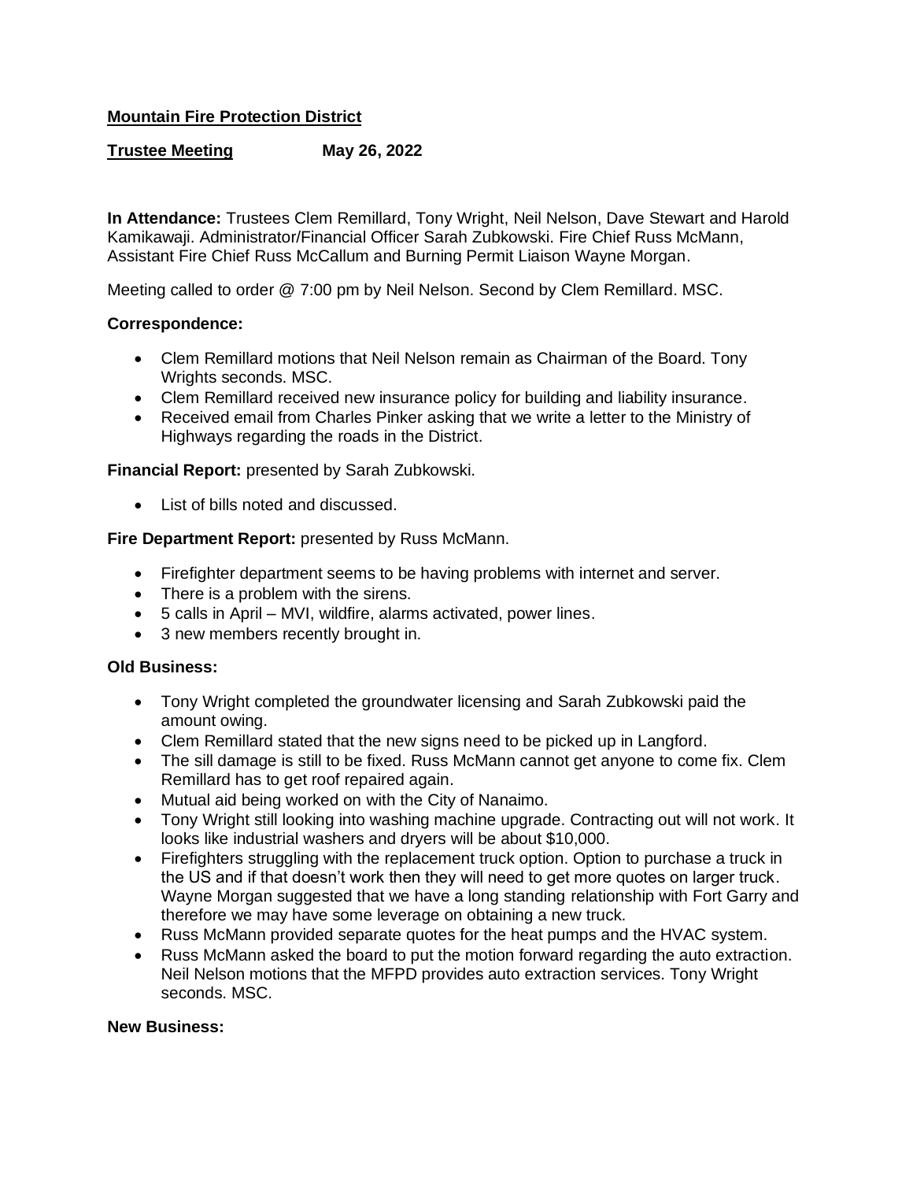**Mountain Fire Protection District**

**Trustee Meeting** **May 26, 2022**

**In Attendance:** Trustees Clem Remillard, Tony Wright, Neil Nelson, Dave Stewart and Harold Kamikawaji. Administrator/Financial Officer Sarah Zubkowski. Fire Chief Russ McMann, Assistant Fire Chief Russ McCallum and Burning Permit Liaison Wayne Morgan.

Meeting called to order @ 7:00 pm by Neil Nelson. Second by Clem Remillard. MSC.

**Correspondence:**

- Clem Remillard motions that Neil Nelson remain as Chairman of the Board. Tony Wrights seconds. MSC.
- Clem Remillard received new insurance policy for building and liability insurance.
- Received email from Charles Pinker asking that we write a letter to the Ministry of Highways regarding the roads in the District.

**Financial Report:** presented by Sarah Zubkowski.

- List of bills noted and discussed.

**Fire Department Report:** presented by Russ McMann.

- Firefighter department seems to be having problems with internet and server.
- There is a problem with the sirens.
- 5 calls in April – MVI, wildfire, alarms activated, power lines.
- 3 new members recently brought in.

**Old Business:**

- Tony Wright completed the groundwater licensing and Sarah Zubkowski paid the amount owing.
- Clem Remillard stated that the new signs need to be picked up in Langford.
- The sill damage is still to be fixed. Russ McMann cannot get anyone to come fix. Clem Remillard has to get roof repaired again.
- Mutual aid being worked on with the City of Nanaimo.
- Tony Wright still looking into washing machine upgrade. Contracting out will not work. It looks like industrial washers and dryers will be about $10,000.
- Firefighters struggling with the replacement truck option. Option to purchase a truck in the US and if that doesn't work then they will need to get more quotes on larger truck. Wayne Morgan suggested that we have a long standing relationship with Fort Garry and therefore we may have some leverage on obtaining a new truck.
- Russ McMann provided separate quotes for the heat pumps and the HVAC system.
- Russ McMann asked the board to put the motion forward regarding the auto extraction. Neil Nelson motions that the MFPD provides auto extraction services. Tony Wright seconds. MSC.

**New Business:**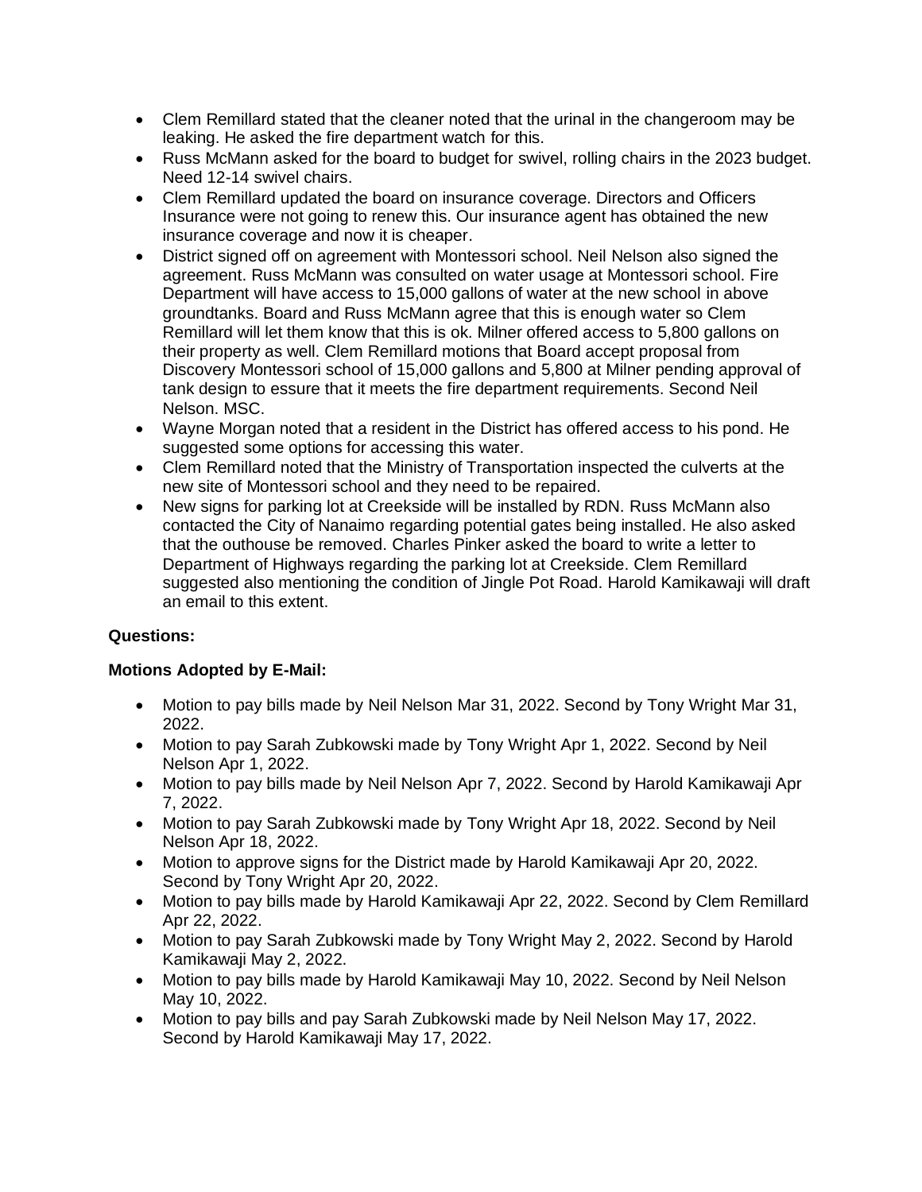- Clem Remillard stated that the cleaner noted that the urinal in the changeroom may be leaking. He asked the fire department watch for this.
- Russ McMann asked for the board to budget for swivel, rolling chairs in the 2023 budget. Need 12-14 swivel chairs.
- Clem Remillard updated the board on insurance coverage. Directors and Officers Insurance were not going to renew this. Our insurance agent has obtained the new insurance coverage and now it is cheaper.
- District signed off on agreement with Montessori school. Neil Nelson also signed the agreement. Russ McMann was consulted on water usage at Montessori school. Fire Department will have access to 15,000 gallons of water at the new school in above groundtanks. Board and Russ McMann agree that this is enough water so Clem Remillard will let them know that this is ok. Milner offered access to 5,800 gallons on their property as well. Clem Remillard motions that Board accept proposal from Discovery Montessori school of 15,000 gallons and 5,800 at Milner pending approval of tank design to essure that it meets the fire department requirements. Second Neil Nelson. MSC.
- Wayne Morgan noted that a resident in the District has offered access to his pond. He suggested some options for accessing this water.
- Clem Remillard noted that the Ministry of Transportation inspected the culverts at the new site of Montessori school and they need to be repaired.
- New signs for parking lot at Creekside will be installed by RDN. Russ McMann also contacted the City of Nanaimo regarding potential gates being installed. He also asked that the outhouse be removed. Charles Pinker asked the board to write a letter to Department of Highways regarding the parking lot at Creekside. Clem Remillard suggested also mentioning the condition of Jingle Pot Road. Harold Kamikawaji will draft an email to this extent.

**Questions:**

**Motions Adopted by E-Mail:**

- Motion to pay bills made by Neil Nelson Mar 31, 2022. Second by Tony Wright Mar 31, 2022.
- Motion to pay Sarah Zubkowski made by Tony Wright Apr 1, 2022. Second by Neil Nelson Apr 1, 2022.
- Motion to pay bills made by Neil Nelson Apr 7, 2022. Second by Harold Kamikawaji Apr 7, 2022.
- Motion to pay Sarah Zubkowski made by Tony Wright Apr 18, 2022. Second by Neil Nelson Apr 18, 2022.
- Motion to approve signs for the District made by Harold Kamikawaji Apr 20, 2022. Second by Tony Wright Apr 20, 2022.
- Motion to pay bills made by Harold Kamikawaji Apr 22, 2022. Second by Clem Remillard Apr 22, 2022.
- Motion to pay Sarah Zubkowski made by Tony Wright May 2, 2022. Second by Harold Kamikawaji May 2, 2022.
- Motion to pay bills made by Harold Kamikawaji May 10, 2022. Second by Neil Nelson May 10, 2022.
- Motion to pay bills and pay Sarah Zubkowski made by Neil Nelson May 17, 2022. Second by Harold Kamikawaji May 17, 2022.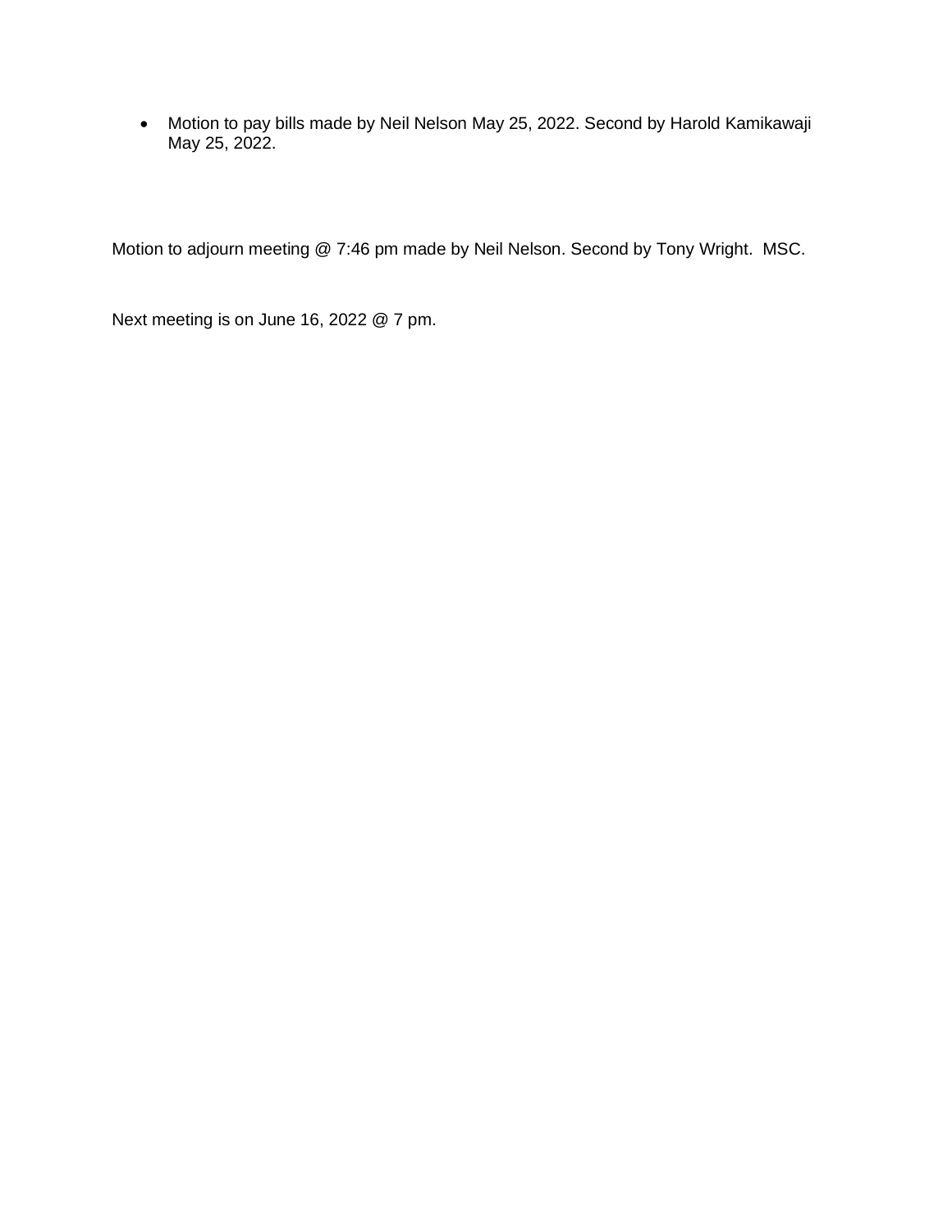- Motion to pay bills made by Neil Nelson May 25, 2022. Second by Harold Kamikawaji May 25, 2022.

Motion to adjourn meeting @ 7:46 pm made by Neil Nelson. Second by Tony Wright.  MSC.

Next meeting is on June 16, 2022 @ 7 pm.